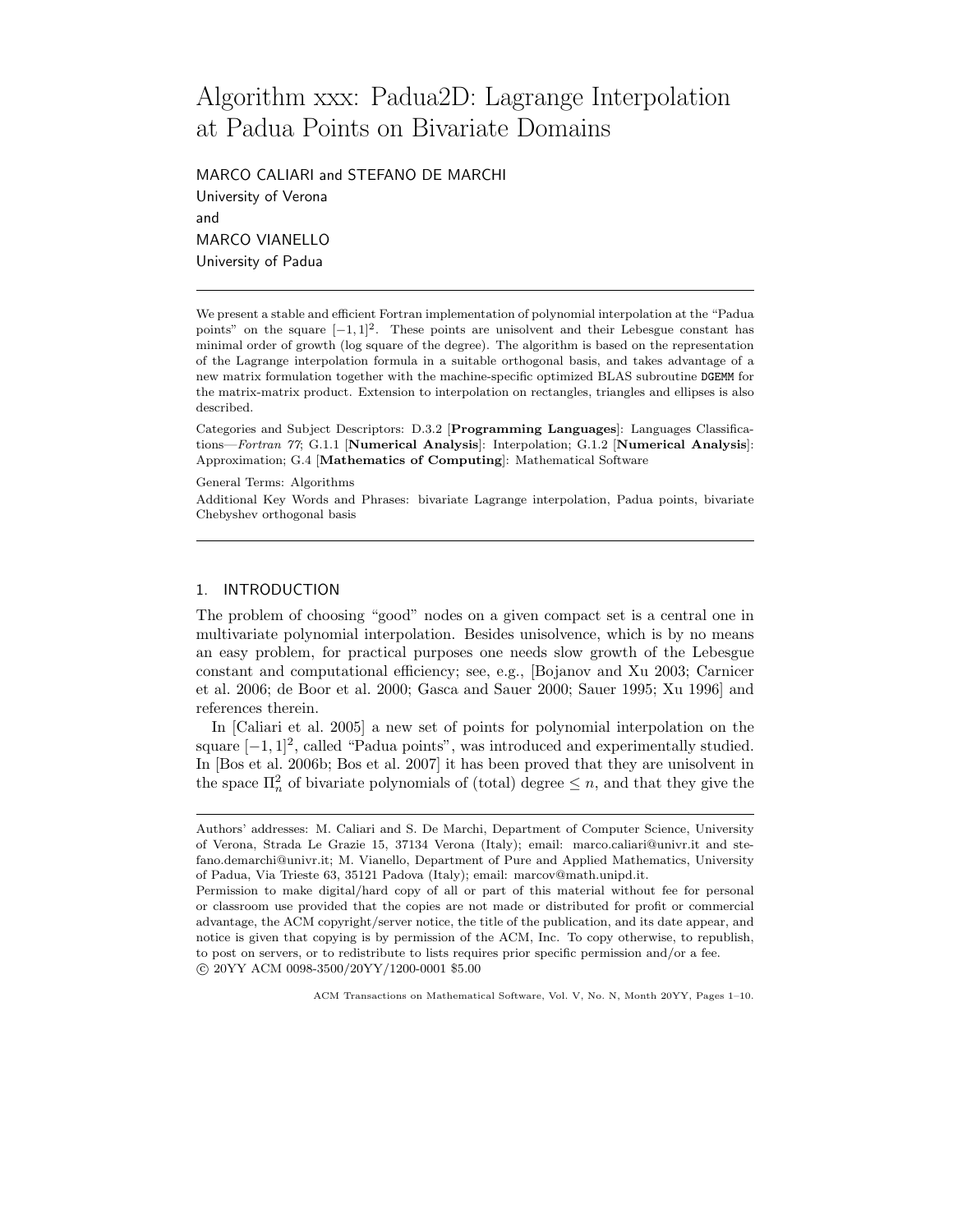# Algorithm xxx: Padua2D: Lagrange Interpolation at Padua Points on Bivariate Domains

MARCO CALIARI and STEFANO DE MARCHI
University of Verona
and
MARCO VIANELLO
University of Padua

We present a stable and efficient Fortran implementation of polynomial interpolation at the "Padua points" on the square $[-1,1]^2$. These points are unisolvent and their Lebesgue constant has minimal order of growth (log square of the degree). The algorithm is based on the representation of the Lagrange interpolation formula in a suitable orthogonal basis, and takes advantage of a new matrix formulation together with the machine-specific optimized BLAS subroutine DGEMM for the matrix-matrix product. Extension to interpolation on rectangles, triangles and ellipses is also described.

Categories and Subject Descriptors: D.3.2 [**Programming Languages**]: Languages Classifications—*Fortran 77*; G.1.1 [**Numerical Analysis**]: Interpolation; G.1.2 [**Numerical Analysis**]: Approximation; G.4 [**Mathematics of Computing**]: Mathematical Software

General Terms: Algorithms

Additional Key Words and Phrases: bivariate Lagrange interpolation, Padua points, bivariate Chebyshev orthogonal basis

## 1. INTRODUCTION

The problem of choosing "good" nodes on a given compact set is a central one in multivariate polynomial interpolation. Besides unisolvence, which is by no means an easy problem, for practical purposes one needs slow growth of the Lebesgue constant and computational efficiency; see, e.g., [Bojanov and Xu 2003; Carnicer et al. 2006; de Boor et al. 2000; Gasca and Sauer 2000; Sauer 1995; Xu 1996] and references therein.

In [Caliari et al. 2005] a new set of points for polynomial interpolation on the square $[-1,1]^2$, called "Padua points", was introduced and experimentally studied. In [Bos et al. 2006b; Bos et al. 2007] it has been proved that they are unisolvent in the space $\Pi_n^2$ of bivariate polynomials of (total) degree $\leq n$, and that they give the

Authors' addresses: M. Caliari and S. De Marchi, Department of Computer Science, University of Verona, Strada Le Grazie 15, 37134 Verona (Italy); email: marco.caliari@univr.it and stefano.demarchi@univr.it; M. Vianello, Department of Pure and Applied Mathematics, University of Padua, Via Trieste 63, 35121 Padova (Italy); email: marcov@math.unipd.it.

Permission to make digital/hard copy of all or part of this material without fee for personal or classroom use provided that the copies are not made or distributed for profit or commercial advantage, the ACM copyright/server notice, the title of the publication, and its date appear, and notice is given that copying is by permission of the ACM, Inc. To copy otherwise, to republish, to post on servers, or to redistribute to lists requires prior specific permission and/or a fee.
© 20YY ACM 0098-3500/20YY/1200-0001 $5.00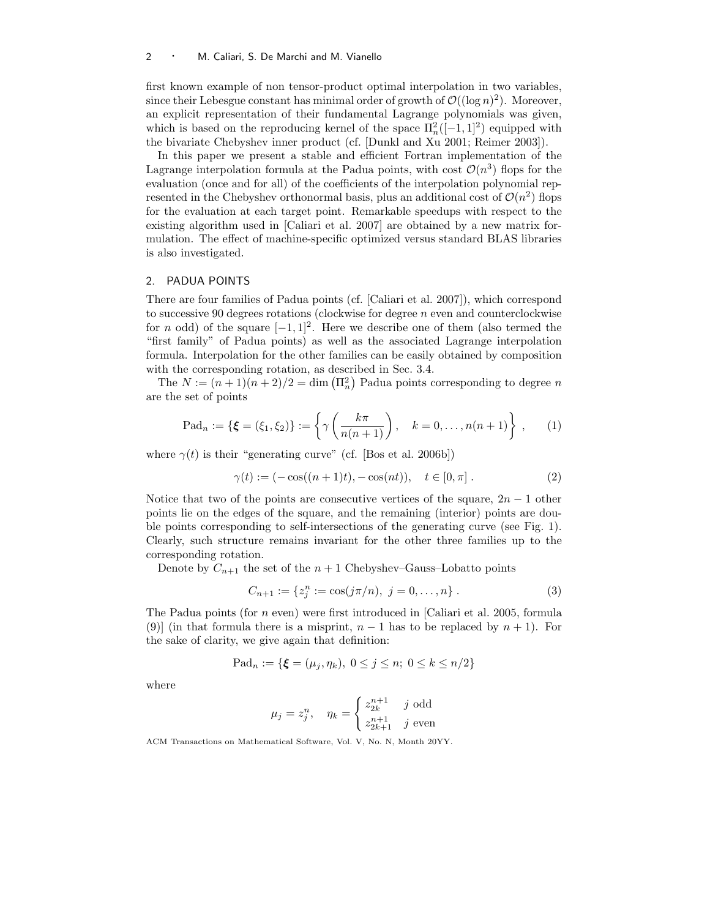first known example of non tensor-product optimal interpolation in two variables, since their Lebesgue constant has minimal order of growth of $\mathcal{O}((\log n)^2)$. Moreover, an explicit representation of their fundamental Lagrange polynomials was given, which is based on the reproducing kernel of the space $\Pi_n^2([-1,1]^2)$ equipped with the bivariate Chebyshev inner product (cf. [Dunkl and Xu 2001; Reimer 2003]).

In this paper we present a stable and efficient Fortran implementation of the Lagrange interpolation formula at the Padua points, with cost $\mathcal{O}(n^3)$ flops for the evaluation (once and for all) of the coefficients of the interpolation polynomial represented in the Chebyshev orthonormal basis, plus an additional cost of $\mathcal{O}(n^2)$ flops for the evaluation at each target point. Remarkable speedups with respect to the existing algorithm used in [Caliari et al. 2007] are obtained by a new matrix formulation. The effect of machine-specific optimized versus standard BLAS libraries is also investigated.

## 2. PADUA POINTS

There are four families of Padua points (cf. [Caliari et al. 2007]), which correspond to successive 90 degrees rotations (clockwise for degree $n$ even and counterclockwise for $n$ odd) of the square $[-1,1]^2$. Here we describe one of them (also termed the "first family" of Padua points) as well as the associated Lagrange interpolation formula. Interpolation for the other families can be easily obtained by composition with the corresponding rotation, as described in Sec. 3.4.

The $N := (n+1)(n+2)/2 = \dim\left(\Pi_n^2\right)$ Padua points corresponding to degree $n$ are the set of points

$$\mathrm{Pad}_n := \{\boldsymbol{\xi} = (\xi_1, \xi_2)\} := \left\{\gamma\left(\frac{k\pi}{n(n+1)}\right), \quad k = 0, \ldots, n(n+1)\right\}, \tag{1}$$

where $\gamma(t)$ is their "generating curve" (cf. [Bos et al. 2006b])

$$\gamma(t) := (-\cos((n+1)t), -\cos(nt)), \quad t \in [0, \pi]. \tag{2}$$

Notice that two of the points are consecutive vertices of the square, $2n-1$ other points lie on the edges of the square, and the remaining (interior) points are double points corresponding to self-intersections of the generating curve (see Fig. 1). Clearly, such structure remains invariant for the other three families up to the corresponding rotation.

Denote by $C_{n+1}$ the set of the $n+1$ Chebyshev–Gauss–Lobatto points

$$C_{n+1} := \{z_j^n := \cos(j\pi/n),\ j = 0, \ldots, n\}. \tag{3}$$

The Padua points (for $n$ even) were first introduced in [Caliari et al. 2005, formula (9)] (in that formula there is a misprint, $n-1$ has to be replaced by $n+1$). For the sake of clarity, we give again that definition:

$$\mathrm{Pad}_n := \{\boldsymbol{\xi} = (\mu_j, \eta_k),\ 0 \le j \le n;\ 0 \le k \le n/2\}$$

where

$$\mu_j = z_j^n, \quad \eta_k = \begin{cases} z_{2k}^{n+1} & j \text{ odd} \\ z_{2k+1}^{n+1} & j \text{ even} \end{cases}$$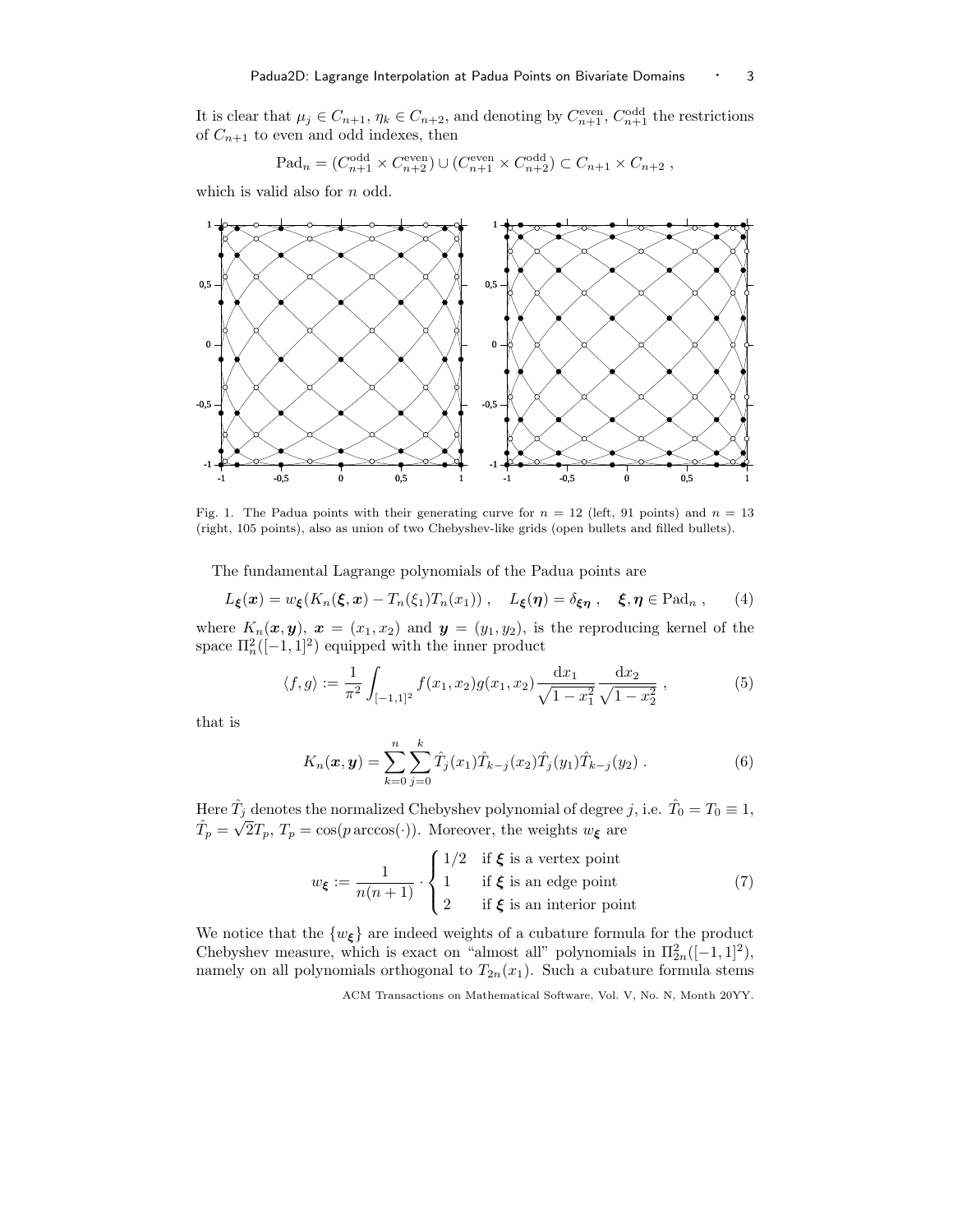It is clear that $\mu_j \in C_{n+1}$, $\eta_k \in C_{n+2}$, and denoting by $C_{n+1}^{\text{even}}$, $C_{n+1}^{\text{odd}}$ the restrictions of $C_{n+1}$ to even and odd indexes, then

$$\text{Pad}_n = (C_{n+1}^{\text{odd}} \times C_{n+2}^{\text{even}}) \cup (C_{n+1}^{\text{even}} \times C_{n+2}^{\text{odd}}) \subset C_{n+1} \times C_{n+2} ,$$

which is valid also for $n$ odd.

Fig. 1. The Padua points with their generating curve for $n = 12$ (left, 91 points) and $n = 13$ (right, 105 points), also as union of two Chebyshev-like grids (open bullets and filled bullets).

The fundamental Lagrange polynomials of the Padua points are

$$L_{\boldsymbol{\xi}}(\boldsymbol{x}) = w_{\boldsymbol{\xi}}(K_n(\boldsymbol{\xi}, \boldsymbol{x}) - T_n(\xi_1)T_n(x_1)) , \quad L_{\boldsymbol{\xi}}(\boldsymbol{\eta}) = \delta_{\boldsymbol{\xi}\boldsymbol{\eta}} , \quad \boldsymbol{\xi}, \boldsymbol{\eta} \in \text{Pad}_n , \qquad (4)$$

where $K_n(\boldsymbol{x}, \boldsymbol{y})$, $\boldsymbol{x} = (x_1, x_2)$ and $\boldsymbol{y} = (y_1, y_2)$, is the reproducing kernel of the space $\Pi_n^2([-1, 1]^2)$ equipped with the inner product

$$\langle f, g \rangle := \frac{1}{\pi^2} \int_{[-1,1]^2} f(x_1, x_2) g(x_1, x_2) \frac{\mathrm{d}x_1}{\sqrt{1 - x_1^2}} \frac{\mathrm{d}x_2}{\sqrt{1 - x_2^2}} , \qquad (5)$$

that is

$$K_n(\boldsymbol{x}, \boldsymbol{y}) = \sum_{k=0}^{n} \sum_{j=0}^{k} \hat{T}_j(x_1)\hat{T}_{k-j}(x_2)\hat{T}_j(y_1)\hat{T}_{k-j}(y_2) . \qquad (6)$$

Here $\hat{T}_j$ denotes the normalized Chebyshev polynomial of degree $j$, i.e. $\hat{T}_0 = T_0 \equiv 1$, $\hat{T}_p = \sqrt{2}T_p$, $T_p = \cos(p \arccos(\cdot))$. Moreover, the weights $w_{\boldsymbol{\xi}}$ are

$$w_{\boldsymbol{\xi}} := \frac{1}{n(n+1)} \cdot \begin{cases} 1/2 & \text{if } \boldsymbol{\xi} \text{ is a vertex point} \\ 1 & \text{if } \boldsymbol{\xi} \text{ is an edge point} \\ 2 & \text{if } \boldsymbol{\xi} \text{ is an interior point} \end{cases} \qquad (7)$$

We notice that the $\{w_{\boldsymbol{\xi}}\}$ are indeed weights of a cubature formula for the product Chebyshev measure, which is exact on "almost all" polynomials in $\Pi_{2n}^2([-1, 1]^2)$, namely on all polynomials orthogonal to $T_{2n}(x_1)$. Such a cubature formula stems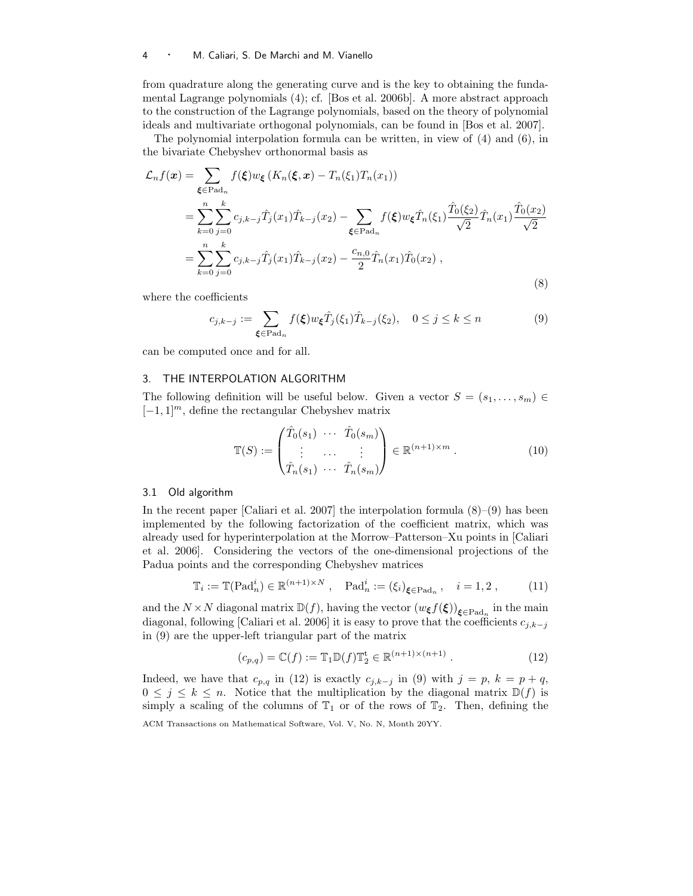from quadrature along the generating curve and is the key to obtaining the fundamental Lagrange polynomials (4); cf. [Bos et al. 2006b]. A more abstract approach to the construction of the Lagrange polynomials, based on the theory of polynomial ideals and multivariate orthogonal polynomials, can be found in [Bos et al. 2007].

The polynomial interpolation formula can be written, in view of (4) and (6), in the bivariate Chebyshev orthonormal basis as

$$
\begin{aligned}
\mathcal{L}_n f(\boldsymbol{x}) &= \sum_{\boldsymbol{\xi} \in \mathrm{Pad}_n} f(\boldsymbol{\xi}) w_{\boldsymbol{\xi}} \left( K_n(\boldsymbol{\xi}, \boldsymbol{x}) - T_n(\xi_1) T_n(x_1) \right) \\
&= \sum_{k=0}^{n} \sum_{j=0}^{k} c_{j,k-j} \hat{T}_j(x_1) \hat{T}_{k-j}(x_2) - \sum_{\boldsymbol{\xi} \in \mathrm{Pad}_n} f(\boldsymbol{\xi}) w_{\boldsymbol{\xi}} \hat{T}_n(\xi_1) \frac{\hat{T}_0(\xi_2)}{\sqrt{2}} \hat{T}_n(x_1) \frac{\hat{T}_0(x_2)}{\sqrt{2}} \\
&= \sum_{k=0}^{n} \sum_{j=0}^{k} c_{j,k-j} \hat{T}_j(x_1) \hat{T}_{k-j}(x_2) - \frac{c_{n,0}}{2} \hat{T}_n(x_1) \hat{T}_0(x_2) \, ,
\end{aligned}
\tag{8}
$$

where the coefficients

$$
c_{j,k-j} := \sum_{\boldsymbol{\xi} \in \mathrm{Pad}_n} f(\boldsymbol{\xi}) w_{\boldsymbol{\xi}} \hat{T}_j(\xi_1) \hat{T}_{k-j}(\xi_2), \quad 0 \le j \le k \le n \tag{9}
$$

can be computed once and for all.

## 3. THE INTERPOLATION ALGORITHM

The following definition will be useful below. Given a vector $S = (s_1, \ldots, s_m) \in [-1,1]^m$, define the rectangular Chebyshev matrix

$$
\mathbb{T}(S) := \begin{pmatrix} \hat{T}_0(s_1) & \cdots & \hat{T}_0(s_m) \\ \vdots & \ldots & \vdots \\ \hat{T}_n(s_1) & \cdots & \hat{T}_n(s_m) \end{pmatrix} \in \mathbb{R}^{(n+1)\times m} \, . \tag{10}
$$

### 3.1 Old algorithm

In the recent paper [Caliari et al. 2007] the interpolation formula (8)–(9) has been implemented by the following factorization of the coefficient matrix, which was already used for hyperinterpolation at the Morrow–Patterson–Xu points in [Caliari et al. 2006]. Considering the vectors of the one-dimensional projections of the Padua points and the corresponding Chebyshev matrices

$$
\mathbb{T}_i := \mathbb{T}(\mathrm{Pad}_n^i) \in \mathbb{R}^{(n+1)\times N} \, , \quad \mathrm{Pad}_n^i := (\xi_i)_{\boldsymbol{\xi} \in \mathrm{Pad}_n} \, , \quad i = 1, 2 \, , \tag{11}
$$

and the $N \times N$ diagonal matrix $\mathbb{D}(f)$, having the vector $(w_{\boldsymbol{\xi}} f(\boldsymbol{\xi}))_{\boldsymbol{\xi} \in \mathrm{Pad}_n}$ in the main diagonal, following [Caliari et al. 2006] it is easy to prove that the coefficients $c_{j,k-j}$ in (9) are the upper-left triangular part of the matrix

$$
(c_{p,q}) = \mathbb{C}(f) := \mathbb{T}_1 \mathbb{D}(f) \mathbb{T}_2^{\mathrm{t}} \in \mathbb{R}^{(n+1)\times(n+1)} \, . \tag{12}
$$

Indeed, we have that $c_{p,q}$ in (12) is exactly $c_{j,k-j}$ in (9) with $j = p$, $k = p + q$, $0 \le j \le k \le n$. Notice that the multiplication by the diagonal matrix $\mathbb{D}(f)$ is simply a scaling of the columns of $\mathbb{T}_1$ or of the rows of $\mathbb{T}_2$. Then, defining the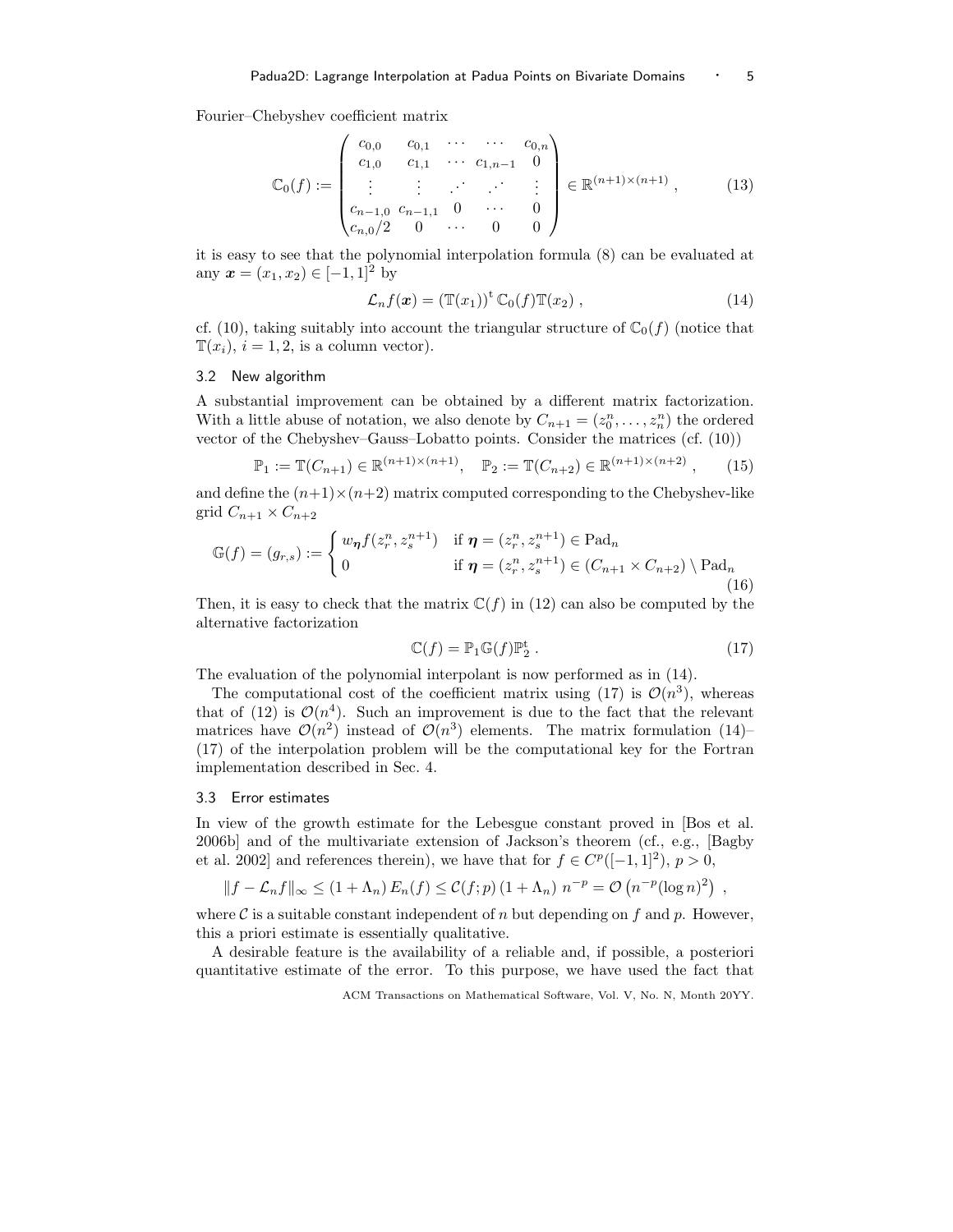Fourier–Chebyshev coefficient matrix

$$\mathbb{C}_0(f) := \begin{pmatrix} c_{0,0} & c_{0,1} & \cdots & \cdots & c_{0,n} \\ c_{1,0} & c_{1,1} & \cdots & c_{1,n-1} & 0 \\ \vdots & \vdots & .\cdot^{\cdot} & .\cdot^{\cdot} & \vdots \\ c_{n-1,0} & c_{n-1,1} & 0 & \cdots & 0 \\ c_{n,0}/2 & 0 & \cdots & 0 & 0 \end{pmatrix} \in \mathbb{R}^{(n+1)\times(n+1)} , \tag{13}$$

it is easy to see that the polynomial interpolation formula (8) can be evaluated at any $\boldsymbol{x} = (x_1, x_2) \in [-1,1]^2$ by

$$\mathcal{L}_n f(\boldsymbol{x}) = (\mathbb{T}(x_1))^{\mathrm{t}}\, \mathbb{C}_0(f)\mathbb{T}(x_2) , \tag{14}$$

cf. (10), taking suitably into account the triangular structure of $\mathbb{C}_0(f)$ (notice that $\mathbb{T}(x_i)$, $i = 1, 2$, is a column vector).

### 3.2 New algorithm

A substantial improvement can be obtained by a different matrix factorization. With a little abuse of notation, we also denote by $C_{n+1} = (z_0^n, \ldots, z_n^n)$ the ordered vector of the Chebyshev–Gauss–Lobatto points. Consider the matrices (cf. (10))

$$\mathbb{P}_1 := \mathbb{T}(C_{n+1}) \in \mathbb{R}^{(n+1)\times(n+1)}, \quad \mathbb{P}_2 := \mathbb{T}(C_{n+2}) \in \mathbb{R}^{(n+1)\times(n+2)} , \tag{15}$$

and define the $(n+1)\times(n+2)$ matrix computed corresponding to the Chebyshev-like grid $C_{n+1} \times C_{n+2}$

$$\mathbb{G}(f) = (g_{r,s}) := \begin{cases} w_{\boldsymbol{\eta}} f(z_r^n, z_s^{n+1}) & \text{if } \boldsymbol{\eta} = (z_r^n, z_s^{n+1}) \in \mathrm{Pad}_n \\ 0 & \text{if } \boldsymbol{\eta} = (z_r^n, z_s^{n+1}) \in (C_{n+1} \times C_{n+2}) \setminus \mathrm{Pad}_n \end{cases} \tag{16}$$

Then, it is easy to check that the matrix $\mathbb{C}(f)$ in (12) can also be computed by the alternative factorization

$$\mathbb{C}(f) = \mathbb{P}_1 \mathbb{G}(f) \mathbb{P}_2^{\mathrm{t}} . \tag{17}$$

The evaluation of the polynomial interpolant is now performed as in (14).

The computational cost of the coefficient matrix using (17) is $\mathcal{O}(n^3)$, whereas that of (12) is $\mathcal{O}(n^4)$. Such an improvement is due to the fact that the relevant matrices have $\mathcal{O}(n^2)$ instead of $\mathcal{O}(n^3)$ elements. The matrix formulation (14)–(17) of the interpolation problem will be the computational key for the Fortran implementation described in Sec. 4.

### 3.3 Error estimates

In view of the growth estimate for the Lebesgue constant proved in [Bos et al. 2006b] and of the multivariate extension of Jackson's theorem (cf., e.g., [Bagby et al. 2002] and references therein), we have that for $f \in C^p([-1,1]^2)$, $p > 0$,

$$\|f - \mathcal{L}_n f\|_\infty \le (1 + \Lambda_n)\, E_n(f) \le \mathcal{C}(f;p)\,(1 + \Lambda_n)\; n^{-p} = \mathcal{O}\left(n^{-p}(\log n)^2\right) ,$$

where $\mathcal{C}$ is a suitable constant independent of $n$ but depending on $f$ and $p$. However, this a priori estimate is essentially qualitative.

A desirable feature is the availability of a reliable and, if possible, a posteriori quantitative estimate of the error. To this purpose, we have used the fact that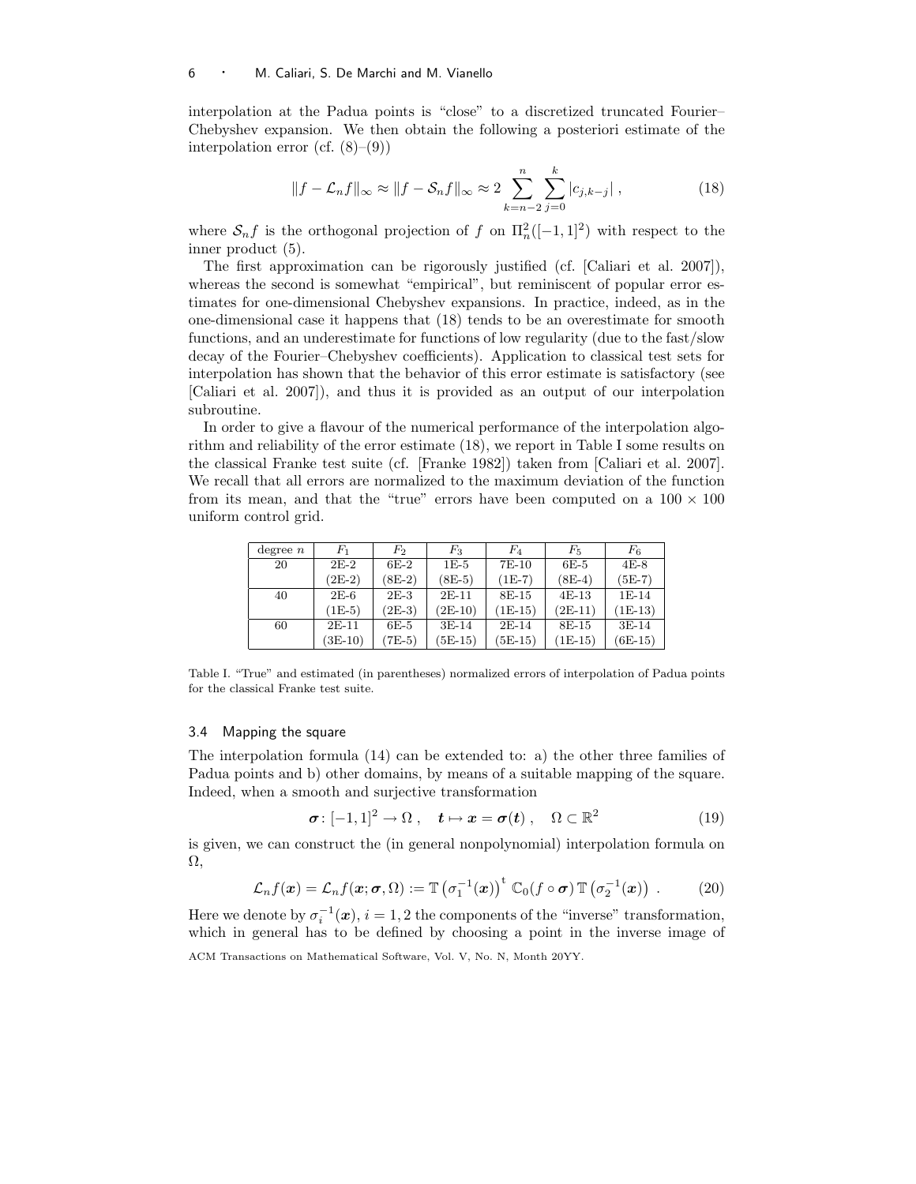interpolation at the Padua points is "close" to a discretized truncated Fourier–Chebyshev expansion. We then obtain the following a posteriori estimate of the interpolation error (cf. (8)–(9))

$$\|f - \mathcal{L}_n f\|_\infty \approx \|f - \mathcal{S}_n f\|_\infty \approx 2 \sum_{k=n-2}^{n} \sum_{j=0}^{k} |c_{j,k-j}| \,, \tag{18}$$

where $\mathcal{S}_n f$ is the orthogonal projection of $f$ on $\Pi_n^2([-1,1]^2)$ with respect to the inner product (5).

The first approximation can be rigorously justified (cf. [Caliari et al. 2007]), whereas the second is somewhat "empirical", but reminiscent of popular error estimates for one-dimensional Chebyshev expansions. In practice, indeed, as in the one-dimensional case it happens that (18) tends to be an overestimate for smooth functions, and an underestimate for functions of low regularity (due to the fast/slow decay of the Fourier–Chebyshev coefficients). Application to classical test sets for interpolation has shown that the behavior of this error estimate is satisfactory (see [Caliari et al. 2007]), and thus it is provided as an output of our interpolation subroutine.

In order to give a flavour of the numerical performance of the interpolation algorithm and reliability of the error estimate (18), we report in Table I some results on the classical Franke test suite (cf. [Franke 1982]) taken from [Caliari et al. 2007]. We recall that all errors are normalized to the maximum deviation of the function from its mean, and that the "true" errors have been computed on a $100 \times 100$ uniform control grid.

| degree $n$ | $F_1$ | $F_2$ | $F_3$ | $F_4$ | $F_5$ | $F_6$ |
|---|---|---|---|---|---|---|
| 20 | 2E-2 | 6E-2 | 1E-5 | 7E-10 | 6E-5 | 4E-8 |
| | (2E-2) | (8E-2) | (8E-5) | (1E-7) | (8E-4) | (5E-7) |
| 40 | 2E-6 | 2E-3 | 2E-11 | 8E-15 | 4E-13 | 1E-14 |
| | (1E-5) | (2E-3) | (2E-10) | (1E-15) | (2E-11) | (1E-13) |
| 60 | 2E-11 | 6E-5 | 3E-14 | 2E-14 | 8E-15 | 3E-14 |
| | (3E-10) | (7E-5) | (5E-15) | (5E-15) | (1E-15) | (6E-15) |

Table I. "True" and estimated (in parentheses) normalized errors of interpolation of Padua points for the classical Franke test suite.

### 3.4 Mapping the square

The interpolation formula (14) can be extended to: a) the other three families of Padua points and b) other domains, by means of a suitable mapping of the square. Indeed, when a smooth and surjective transformation

$$\boldsymbol{\sigma} \colon [-1,1]^2 \to \Omega \,, \quad \boldsymbol{t} \mapsto \boldsymbol{x} = \boldsymbol{\sigma}(\boldsymbol{t}) \,, \quad \Omega \subset \mathbb{R}^2 \tag{19}$$

is given, we can construct the (in general nonpolynomial) interpolation formula on $\Omega$,

$$\mathcal{L}_n f(\boldsymbol{x}) = \mathcal{L}_n f(\boldsymbol{x}; \boldsymbol{\sigma}, \Omega) := \mathbb{T}\left(\sigma_1^{-1}(\boldsymbol{x})\right)^{\mathrm{t}} \, \mathbb{C}_0(f \circ \boldsymbol{\sigma}) \, \mathbb{T}\left(\sigma_2^{-1}(\boldsymbol{x})\right) \,. \tag{20}$$

Here we denote by $\sigma_i^{-1}(\boldsymbol{x})$, $i = 1, 2$ the components of the "inverse" transformation, which in general has to be defined by choosing a point in the inverse image of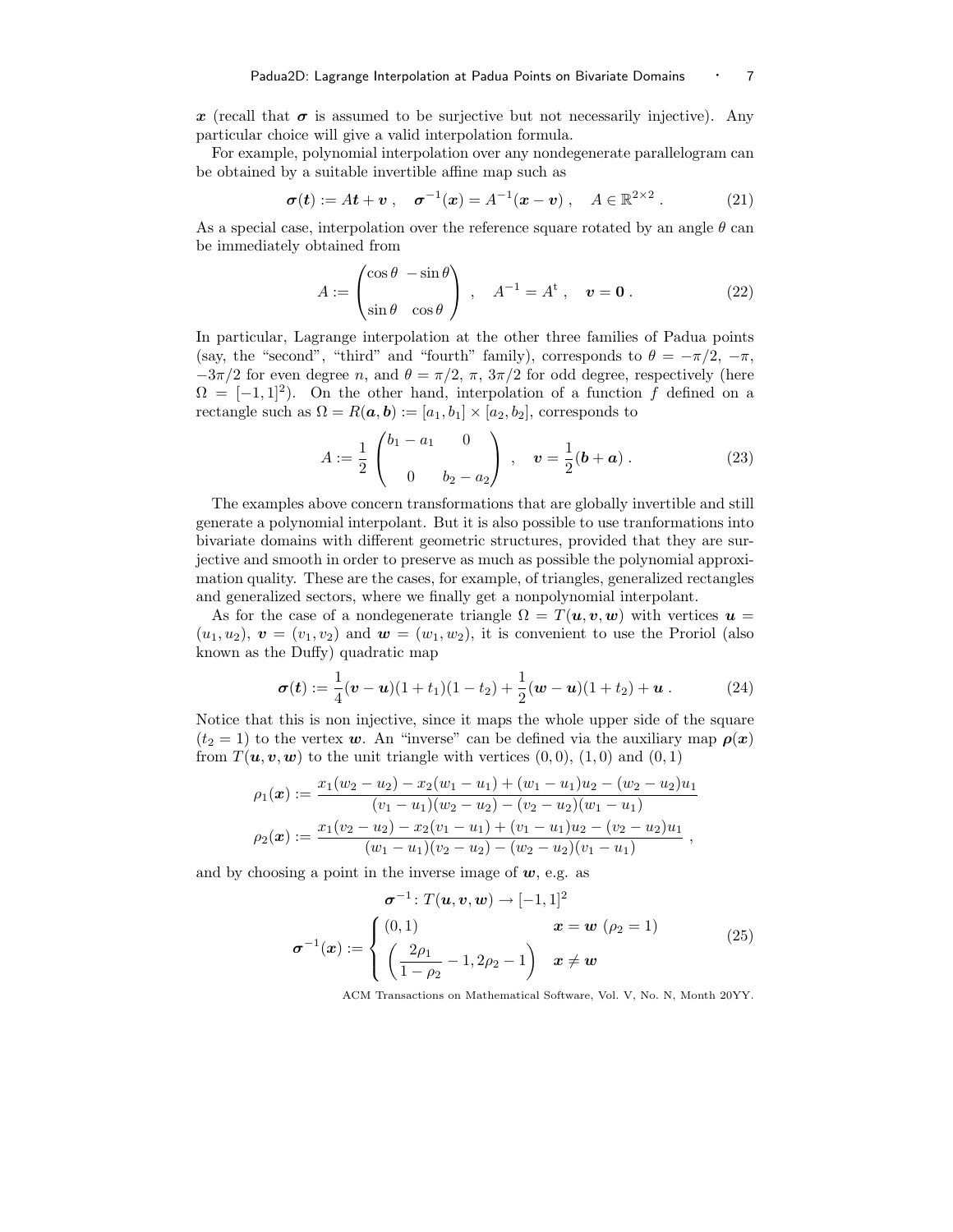$\boldsymbol{x}$ (recall that $\boldsymbol{\sigma}$ is assumed to be surjective but not necessarily injective). Any particular choice will give a valid interpolation formula.

For example, polynomial interpolation over any nondegenerate parallelogram can be obtained by a suitable invertible affine map such as

$$\boldsymbol{\sigma}(\boldsymbol{t}) := A\boldsymbol{t} + \boldsymbol{v} \; , \quad \boldsymbol{\sigma}^{-1}(\boldsymbol{x}) = A^{-1}(\boldsymbol{x} - \boldsymbol{v}) \; , \quad A \in \mathbb{R}^{2\times 2} \; . \tag{21}$$

As a special case, interpolation over the reference square rotated by an angle $\theta$ can be immediately obtained from

$$A := \begin{pmatrix} \cos\theta & -\sin\theta \\ \\ \sin\theta & \cos\theta \end{pmatrix} \; , \quad A^{-1} = A^{\mathrm{t}} \; , \quad \boldsymbol{v} = \boldsymbol{0} \; . \tag{22}$$

In particular, Lagrange interpolation at the other three families of Padua points (say, the "second", "third" and "fourth" family), corresponds to $\theta = -\pi/2$, $-\pi$, $-3\pi/2$ for even degree $n$, and $\theta = \pi/2$, $\pi$, $3\pi/2$ for odd degree, respectively (here $\Omega = [-1, 1]^2$). On the other hand, interpolation of a function $f$ defined on a rectangle such as $\Omega = R(\boldsymbol{a}, \boldsymbol{b}) := [a_1, b_1] \times [a_2, b_2]$, corresponds to

$$A := \frac{1}{2}\begin{pmatrix} b_1 - a_1 & 0 \\ \\ 0 & b_2 - a_2 \end{pmatrix} \; , \quad \boldsymbol{v} = \frac{1}{2}(\boldsymbol{b} + \boldsymbol{a}) \; . \tag{23}$$

The examples above concern transformations that are globally invertible and still generate a polynomial interpolant. But it is also possible to use tranformations into bivariate domains with different geometric structures, provided that they are surjective and smooth in order to preserve as much as possible the polynomial approximation quality. These are the cases, for example, of triangles, generalized rectangles and generalized sectors, where we finally get a nonpolynomial interpolant.

As for the case of a nondegenerate triangle $\Omega = T(\boldsymbol{u}, \boldsymbol{v}, \boldsymbol{w})$ with vertices $\boldsymbol{u} = (u_1, u_2)$, $\boldsymbol{v} = (v_1, v_2)$ and $\boldsymbol{w} = (w_1, w_2)$, it is convenient to use the Proriol (also known as the Duffy) quadratic map

$$\boldsymbol{\sigma}(\boldsymbol{t}) := \frac{1}{4}(\boldsymbol{v} - \boldsymbol{u})(1 + t_1)(1 - t_2) + \frac{1}{2}(\boldsymbol{w} - \boldsymbol{u})(1 + t_2) + \boldsymbol{u} \; . \tag{24}$$

Notice that this is non injective, since it maps the whole upper side of the square ($t_2 = 1$) to the vertex $\boldsymbol{w}$. An "inverse" can be defined via the auxiliary map $\boldsymbol{\rho}(\boldsymbol{x})$ from $T(\boldsymbol{u}, \boldsymbol{v}, \boldsymbol{w})$ to the unit triangle with vertices $(0, 0)$, $(1, 0)$ and $(0, 1)$

$$\rho_1(\boldsymbol{x}) := \frac{x_1(w_2 - u_2) - x_2(w_1 - u_1) + (w_1 - u_1)u_2 - (w_2 - u_2)u_1}{(v_1 - u_1)(w_2 - u_2) - (v_2 - u_2)(w_1 - u_1)}$$

$$\rho_2(\boldsymbol{x}) := \frac{x_1(v_2 - u_2) - x_2(v_1 - u_1) + (v_1 - u_1)u_2 - (v_2 - u_2)u_1}{(w_1 - u_1)(v_2 - u_2) - (w_2 - u_2)(v_1 - u_1)} \; ,$$

and by choosing a point in the inverse image of $\boldsymbol{w}$, e.g. as

$$\boldsymbol{\sigma}^{-1} \colon T(\boldsymbol{u}, \boldsymbol{v}, \boldsymbol{w}) \to [-1, 1]^2$$

$$\boldsymbol{\sigma}^{-1}(\boldsymbol{x}) := \begin{cases} (0, 1) & \boldsymbol{x} = \boldsymbol{w} \ (\rho_2 = 1) \\ \left(\dfrac{2\rho_1}{1 - \rho_2} - 1, 2\rho_2 - 1\right) & \boldsymbol{x} \neq \boldsymbol{w} \end{cases} \tag{25}$$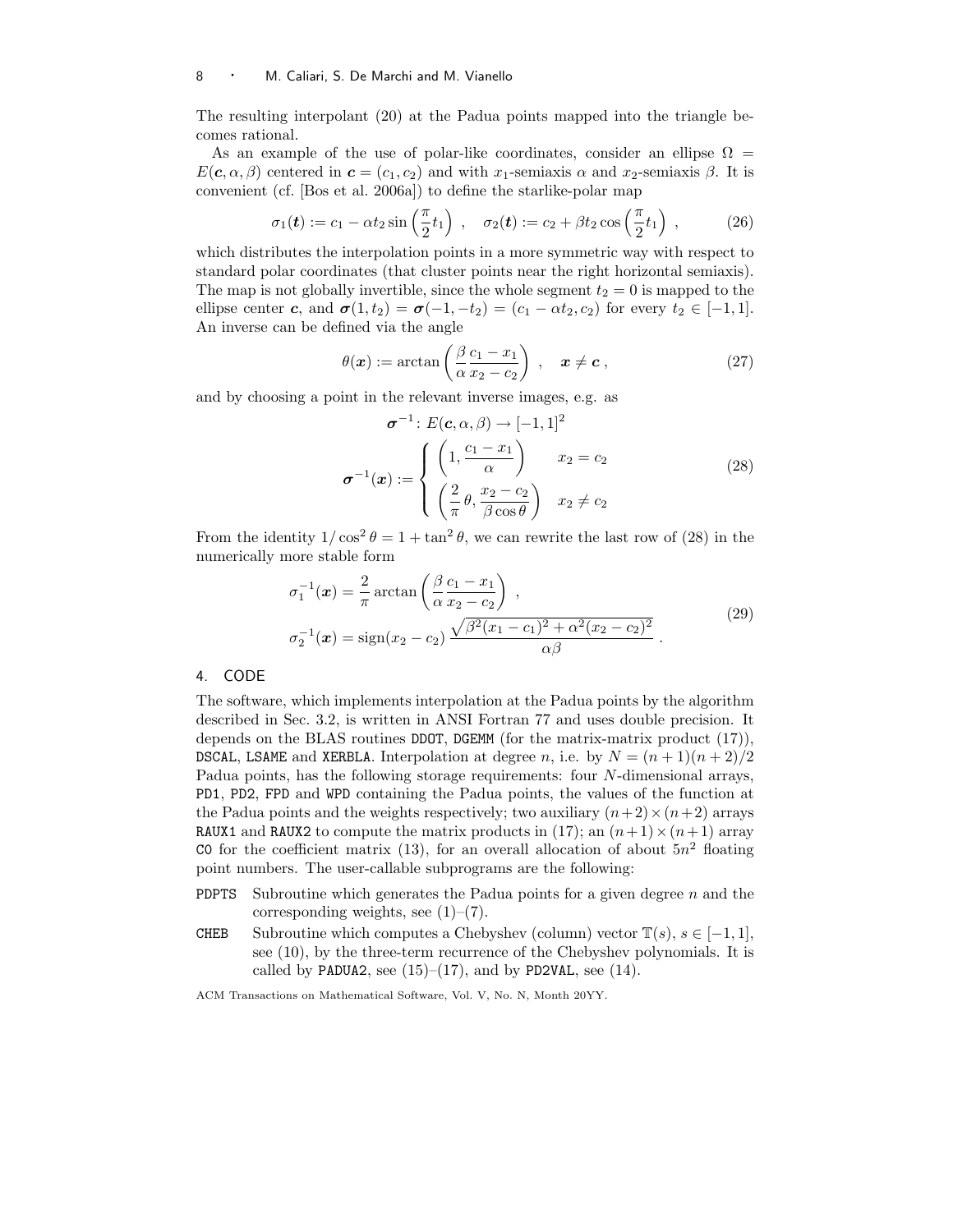The resulting interpolant (20) at the Padua points mapped into the triangle becomes rational.

As an example of the use of polar-like coordinates, consider an ellipse $\Omega = E(\boldsymbol{c}, \alpha, \beta)$ centered in $\boldsymbol{c} = (c_1, c_2)$ and with $x_1$-semiaxis $\alpha$ and $x_2$-semiaxis $\beta$. It is convenient (cf. [Bos et al. 2006a]) to define the starlike-polar map

$$\sigma_1(\boldsymbol{t}) := c_1 - \alpha t_2 \sin\left(\frac{\pi}{2} t_1\right) \ , \quad \sigma_2(\boldsymbol{t}) := c_2 + \beta t_2 \cos\left(\frac{\pi}{2} t_1\right) \ , \tag{26}$$

which distributes the interpolation points in a more symmetric way with respect to standard polar coordinates (that cluster points near the right horizontal semiaxis). The map is not globally invertible, since the whole segment $t_2 = 0$ is mapped to the ellipse center $\boldsymbol{c}$, and $\boldsymbol{\sigma}(1, t_2) = \boldsymbol{\sigma}(-1, -t_2) = (c_1 - \alpha t_2, c_2)$ for every $t_2 \in [-1, 1]$. An inverse can be defined via the angle

$$\theta(\boldsymbol{x}) := \arctan\left(\frac{\beta}{\alpha} \frac{c_1 - x_1}{x_2 - c_2}\right) \ , \quad \boldsymbol{x} \neq \boldsymbol{c} \ , \tag{27}$$

and by choosing a point in the relevant inverse images, e.g. as

$$\begin{gathered}
\boldsymbol{\sigma}^{-1} \colon E(\boldsymbol{c}, \alpha, \beta) \to [-1, 1]^2 \\
\boldsymbol{\sigma}^{-1}(\boldsymbol{x}) := \begin{cases} \left(1, \dfrac{c_1 - x_1}{\alpha}\right) & x_2 = c_2 \\[2ex] \left(\dfrac{2}{\pi}\,\theta, \dfrac{x_2 - c_2}{\beta \cos\theta}\right) & x_2 \neq c_2 \end{cases}
\end{gathered} \tag{28}$$

From the identity $1/\cos^2\theta = 1 + \tan^2\theta$, we can rewrite the last row of (28) in the numerically more stable form

$$\begin{aligned}
\sigma_1^{-1}(\boldsymbol{x}) &= \frac{2}{\pi} \arctan\left(\frac{\beta}{\alpha} \frac{c_1 - x_1}{x_2 - c_2}\right) \ , \\
\sigma_2^{-1}(\boldsymbol{x}) &= \operatorname{sign}(x_2 - c_2) \, \frac{\sqrt{\beta^2 (x_1 - c_1)^2 + \alpha^2 (x_2 - c_2)^2}}{\alpha\beta} \ .
\end{aligned} \tag{29}$$

## 4. CODE

The software, which implements interpolation at the Padua points by the algorithm described in Sec. 3.2, is written in ANSI Fortran 77 and uses double precision. It depends on the BLAS routines DDOT, DGEMM (for the matrix-matrix product (17)), DSCAL, LSAME and XERBLA. Interpolation at degree $n$, i.e. by $N = (n+1)(n+2)/2$ Padua points, has the following storage requirements: four $N$-dimensional arrays, PD1, PD2, FPD and WPD containing the Padua points, the values of the function at the Padua points and the weights respectively; two auxiliary $(n+2) \times (n+2)$ arrays RAUX1 and RAUX2 to compute the matrix products in (17); an $(n+1) \times (n+1)$ array C0 for the coefficient matrix (13), for an overall allocation of about $5n^2$ floating point numbers. The user-callable subprograms are the following:

- PDPTS Subroutine which generates the Padua points for a given degree $n$ and the corresponding weights, see (1)–(7).
- CHEB Subroutine which computes a Chebyshev (column) vector $\mathbb{T}(s)$, $s \in [-1, 1]$, see (10), by the three-term recurrence of the Chebyshev polynomials. It is called by PADUA2, see (15)–(17), and by PD2VAL, see (14).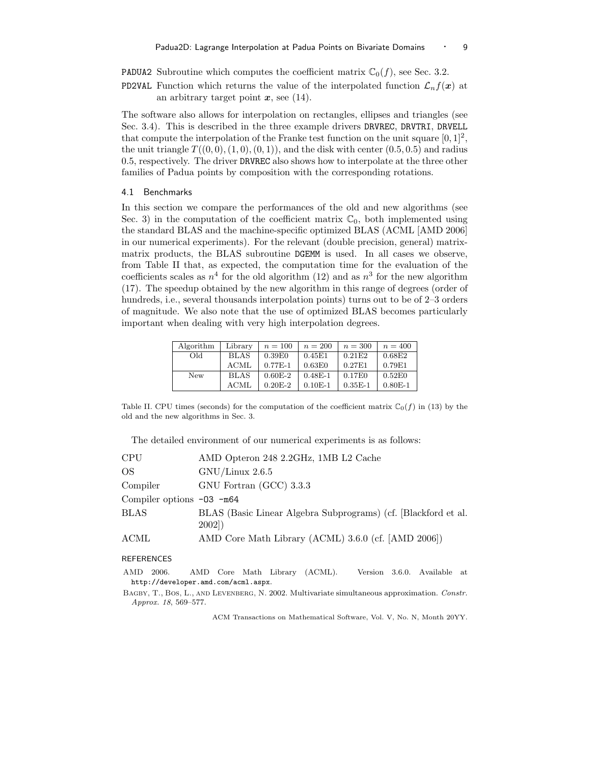PADUA2 Subroutine which computes the coefficient matrix $\mathbb{C}_0(f)$, see Sec. 3.2.

PD2VAL Function which returns the value of the interpolated function $\mathcal{L}_n f(\boldsymbol{x})$ at an arbitrary target point $\boldsymbol{x}$, see (14).

The software also allows for interpolation on rectangles, ellipses and triangles (see Sec. 3.4). This is described in the three example drivers DRVREC, DRVTRI, DRVELL that compute the interpolation of the Franke test function on the unit square $[0,1]^2$, the unit triangle $T((0,0),(1,0),(0,1))$, and the disk with center $(0.5, 0.5)$ and radius 0.5, respectively. The driver DRVREC also shows how to interpolate at the three other families of Padua points by composition with the corresponding rotations.

### 4.1 Benchmarks

In this section we compare the performances of the old and new algorithms (see Sec. 3) in the computation of the coefficient matrix $\mathbb{C}_0$, both implemented using the standard BLAS and the machine-specific optimized BLAS (ACML [AMD 2006] in our numerical experiments). For the relevant (double precision, general) matrix-matrix products, the BLAS subroutine DGEMM is used. In all cases we observe, from Table II that, as expected, the computation time for the evaluation of the coefficients scales as $n^4$ for the old algorithm (12) and as $n^3$ for the new algorithm (17). The speedup obtained by the new algorithm in this range of degrees (order of hundreds, i.e., several thousands interpolation points) turns out to be of 2–3 orders of magnitude. We also note that the use of optimized BLAS becomes particularly important when dealing with very high interpolation degrees.

| Algorithm | Library | $n = 100$ | $n = 200$ | $n = 300$ | $n = 400$ |
|---|---|---|---|---|---|
| Old | BLAS | 0.39E0 | 0.45E1 | 0.21E2 | 0.68E2 |
| | ACML | 0.77E-1 | 0.63E0 | 0.27E1 | 0.79E1 |
| New | BLAS | 0.60E-2 | 0.48E-1 | 0.17E0 | 0.52E0 |
| | ACML | 0.20E-2 | 0.10E-1 | 0.35E-1 | 0.80E-1 |

Table II. CPU times (seconds) for the computation of the coefficient matrix $\mathbb{C}_0(f)$ in (13) by the old and the new algorithms in Sec. 3.

The detailed environment of our numerical experiments is as follows:

| | |
|---|---|
| CPU | AMD Opteron 248 2.2GHz, 1MB L2 Cache |
| OS | GNU/Linux 2.6.5 |
| Compiler | GNU Fortran (GCC) 3.3.3 |
| Compiler options | -O3 -m64 |
| BLAS | BLAS (Basic Linear Algebra Subprograms) (cf. [Blackford et al. 2002]) |
| ACML | AMD Core Math Library (ACML) 3.6.0 (cf. [AMD 2006]) |

## REFERENCES

AMD 2006. AMD Core Math Library (ACML). Version 3.6.0. Available at http://developer.amd.com/acml.aspx.

Bagby, T., Bos, L., and Levenberg, N. 2002. Multivariate simultaneous approximation. *Constr. Approx. 18*, 569–577.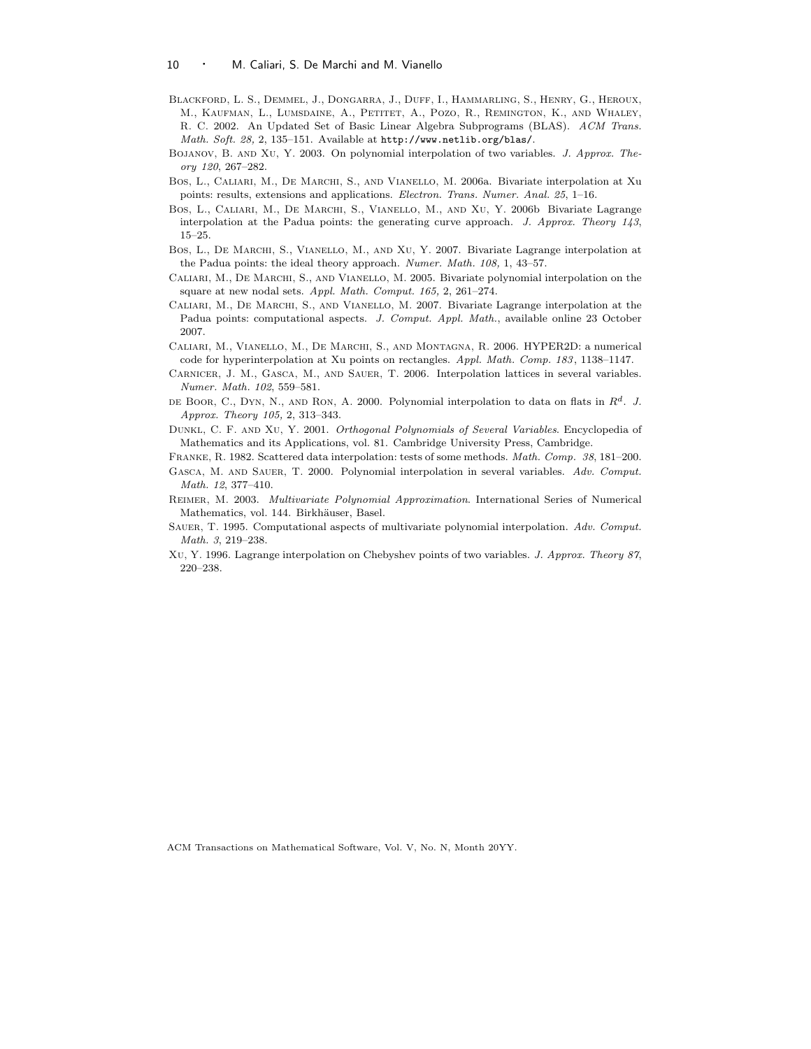Blackford, L. S., Demmel, J., Dongarra, J., Duff, I., Hammarling, S., Henry, G., Heroux, M., Kaufman, L., Lumsdaine, A., Petitet, A., Pozo, R., Remington, K., and Whaley, R. C. 2002. An Updated Set of Basic Linear Algebra Subprograms (BLAS). *ACM Trans. Math. Soft. 28,* 2, 135–151. Available at http://www.netlib.org/blas/.

Bojanov, B. and Xu, Y. 2003. On polynomial interpolation of two variables. *J. Approx. Theory 120*, 267–282.

Bos, L., Caliari, M., De Marchi, S., and Vianello, M. 2006a. Bivariate interpolation at Xu points: results, extensions and applications. *Electron. Trans. Numer. Anal. 25*, 1–16.

Bos, L., Caliari, M., De Marchi, S., Vianello, M., and Xu, Y. 2006b Bivariate Lagrange interpolation at the Padua points: the generating curve approach. *J. Approx. Theory 143*, 15–25.

Bos, L., De Marchi, S., Vianello, M., and Xu, Y. 2007. Bivariate Lagrange interpolation at the Padua points: the ideal theory approach. *Numer. Math. 108,* 1, 43–57.

Caliari, M., De Marchi, S., and Vianello, M. 2005. Bivariate polynomial interpolation on the square at new nodal sets. *Appl. Math. Comput. 165,* 2, 261–274.

Caliari, M., De Marchi, S., and Vianello, M. 2007. Bivariate Lagrange interpolation at the Padua points: computational aspects. *J. Comput. Appl. Math.*, available online 23 October 2007.

Caliari, M., Vianello, M., De Marchi, S., and Montagna, R. 2006. HYPER2D: a numerical code for hyperinterpolation at Xu points on rectangles. *Appl. Math. Comp. 183*, 1138–1147.

Carnicer, J. M., Gasca, M., and Sauer, T. 2006. Interpolation lattices in several variables. *Numer. Math. 102*, 559–581.

de Boor, C., Dyn, N., and Ron, A. 2000. Polynomial interpolation to data on flats in $R^d$. *J. Approx. Theory 105,* 2, 313–343.

Dunkl, C. F. and Xu, Y. 2001. *Orthogonal Polynomials of Several Variables*. Encyclopedia of Mathematics and its Applications, vol. 81. Cambridge University Press, Cambridge.

Franke, R. 1982. Scattered data interpolation: tests of some methods. *Math. Comp. 38*, 181–200.

Gasca, M. and Sauer, T. 2000. Polynomial interpolation in several variables. *Adv. Comput. Math. 12*, 377–410.

Reimer, M. 2003. *Multivariate Polynomial Approximation*. International Series of Numerical Mathematics, vol. 144. Birkhäuser, Basel.

Sauer, T. 1995. Computational aspects of multivariate polynomial interpolation. *Adv. Comput. Math. 3*, 219–238.

Xu, Y. 1996. Lagrange interpolation on Chebyshev points of two variables. *J. Approx. Theory 87*, 220–238.